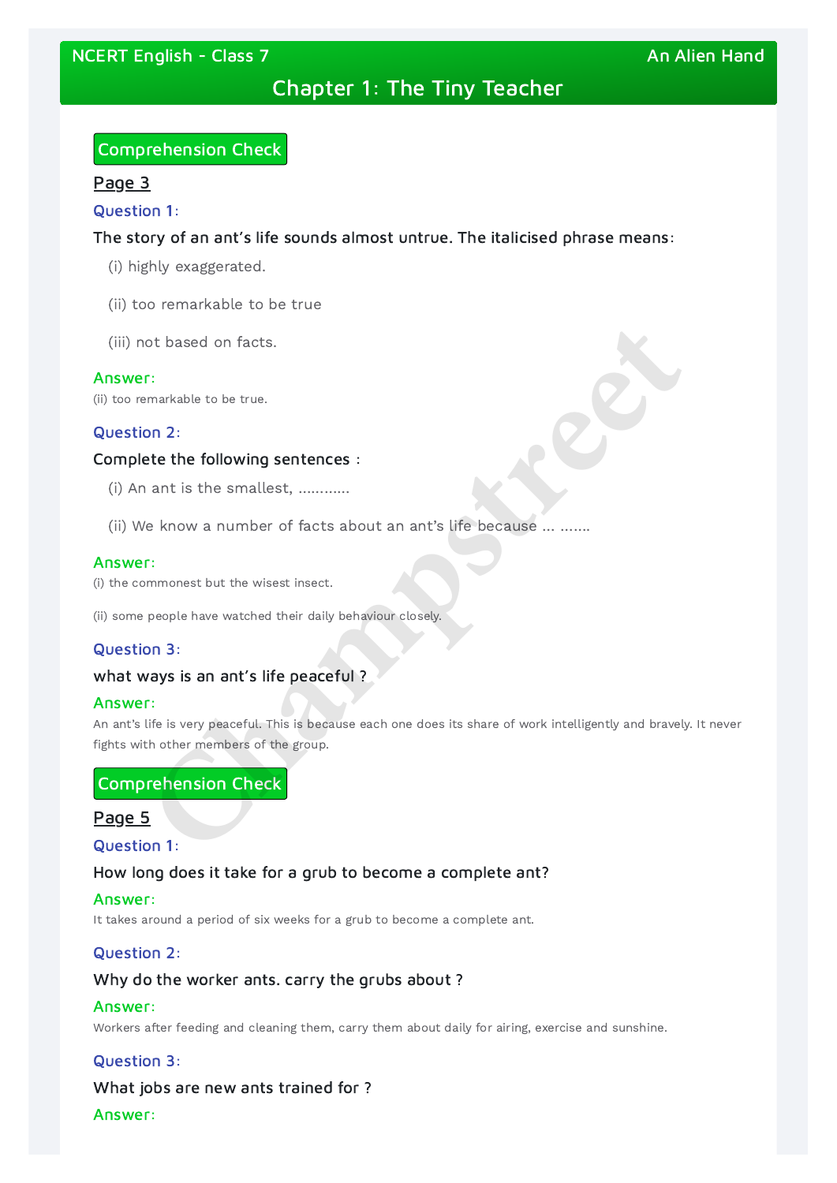# Chapter 1: The Tiny Teacher

NCERT English - Class 7 — An Alien Hand

## Comprehension Check

### Page 3

**Question 1:**

The story of an ant's life sounds almost untrue. The italicised phrase means:

(i) highly exaggerated.

(ii) too remarkable to be true

(iii) not based on facts.

**Answer:**

(ii) too remarkable to be true.

**Question 2:**

Complete the following sentences :

(i) An ant is the smallest, ............

(ii) We know a number of facts about an ant's life because ... .......

**Answer:**

(i) the commonest but the wisest insect.

(ii) some people have watched their daily behaviour closely.

**Question 3:**

what ways is an ant's life peaceful ?

**Answer:**

An ant's life is very peaceful. This is because each one does its share of work intelligently and bravely. It never fights with other members of the group.

## Comprehension Check

### Page 5

**Question 1:**

How long does it take for a grub to become a complete ant?

**Answer:**

It takes around a period of six weeks for a grub to become a complete ant.

**Question 2:**

Why do the worker ants. carry the grubs about ?

**Answer:**

Workers after feeding and cleaning them, carry them about daily for airing, exercise and sunshine.

**Question 3:**

What jobs are new ants trained for ?

**Answer:**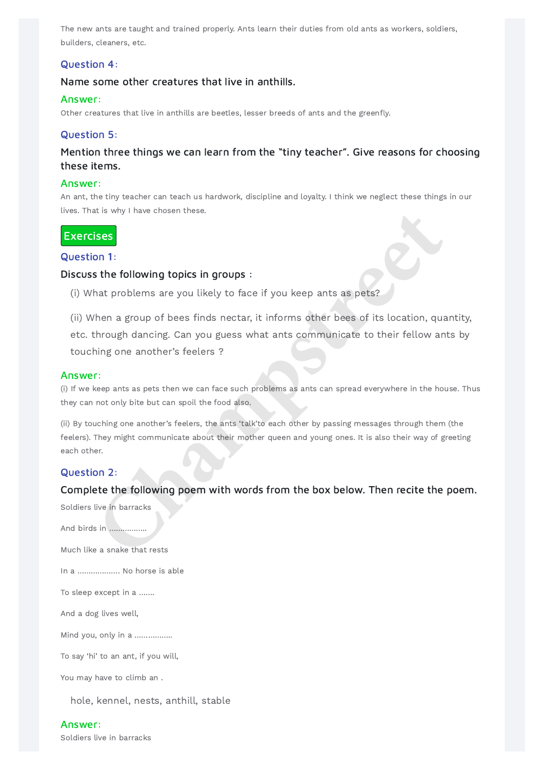The new ants are taught and trained properly. Ants learn their duties from old ants as workers, soldiers, builders, cleaners, etc.

### Question 4:

**Name some other creatures that live in anthills.**

**Answer:**

Other creatures that live in anthills are beetles, lesser breeds of ants and the greenfly.

### Question 5:

**Mention three things we can learn from the "tiny teacher". Give reasons for choosing these items.**

**Answer:**

An ant, the tiny teacher can teach us hardwork, discipline and loyalty. I think we neglect these things in our lives. That is why I have chosen these.

## Exercises

### Question 1:

**Discuss the following topics in groups :**

(i) What problems are you likely to face if you keep ants as pets?

(ii) When a group of bees finds nectar, it informs other bees of its location, quantity, etc. through dancing. Can you guess what ants communicate to their fellow ants by touching one another's feelers ?

**Answer:**

(i) If we keep ants as pets then we can face such problems as ants can spread everywhere in the house. Thus they can not only bite but can spoil the food also.

(ii) By touching one another's feelers, the ants 'talk'to each other by passing messages through them (the feelers). They might communicate about their mother queen and young ones. It is also their way of greeting each other.

### Question 2:

**Complete the following poem with words from the box below. Then recite the poem.**

Soldiers live in barracks

And birds in .................

Much like a snake that rests

In a .................. No horse is able

To sleep except in a .......

And a dog lives well,

Mind you, only in a ................

To say 'hi' to an ant, if you will,

You may have to climb an .

hole, kennel, nests, anthill, stable

**Answer:**

Soldiers live in barracks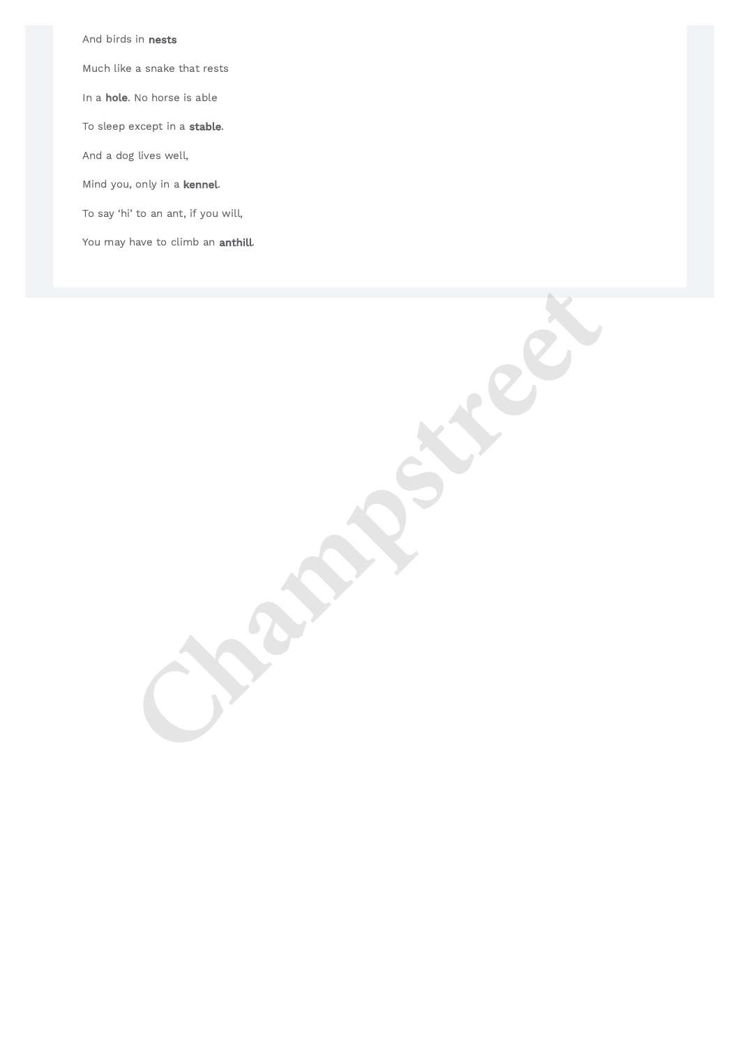And birds in **nests**

Much like a snake that rests

In a **hole**. No horse is able

To sleep except in a **stable**.

And a dog lives well,

Mind you, only in a **kennel**.

To say 'hi' to an ant, if you will,

You may have to climb an **anthill**.